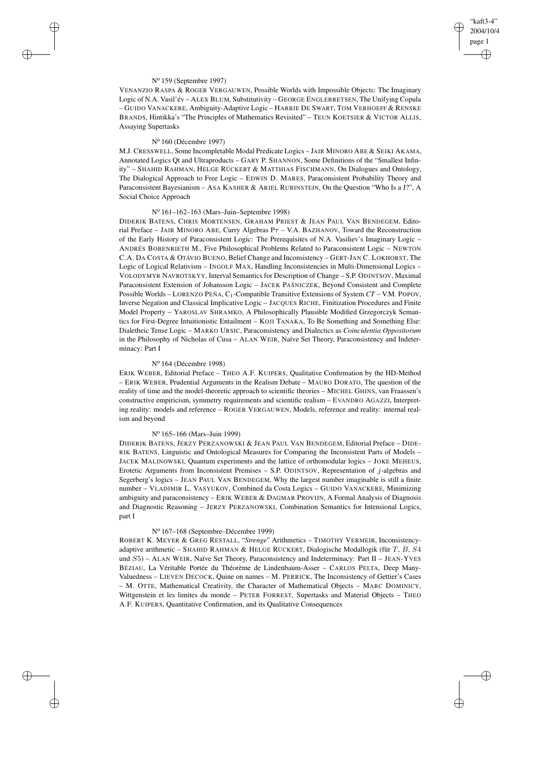N° 159 (Septembre 1997)

VENANZIO RASPA & ROGER VERGAUWEN, Possible Worlds with Impossible Objects: The Imaginary Logic of N.A. Vasil'év – ALEX BLUM, Substitutivity – GEORGE ENGLEBRETSEN, The Unifying Copula – GUIDO VANACKERE, Ambiguity-Adaptive Logic – HARRIE DE SWART, TOM VERHOEFF & RENSKE BRANDS, Hintikka's "The Principles of Mathematics Revisited" – TEUN KOETSIER & VICTOR ALLIS, Assaying Supertasks

N° 160 (Décembre 1997)

M.J. CRESSWELL, Some Incompletable Modal Predicate Logics – JAIR MINORO ABE & SEIKI AKAMA, Annotated Logics Qt and Ultraproducts – GARY P. SHANNON, Some Definitions of the "Smallest Infinity" – SHAHID RAHMAN, HELGE RÜCKERT & MATTHIAS FISCHMANN, On Dialogues and Ontology, The Dialogical Approach to Free Logic – EDWIN D. MARES, Paraconsistent Probability Theory and Paraconsistent Bayesianism – ASA KASHER & ARIEL RUBINSTEIN, On the Question "Who Is a J?", A Social Choice Approach

N° 161–162–163 (Mars–Juin–Septembre 1998)

DIDERIK BATENS, CHRIS MORTENSEN, GRAHAM PRIEST & JEAN PAUL VAN BENDEGEM, Editorial Preface – JAIR MINORO ABE, Curry Algebras $P\tau$ – V.A. BAZHANOV, Toward the Reconstruction of the Early History of Paraconsistent Logic: The Prerequisites of N.A. Vasiliev's Imaginary Logic – ANDRÉS BOBENRIETH M., Five Philosophical Problems Related to Paraconsistent Logic – NEWTON C.A. DA COSTA & OTÁVIO BUENO, Belief Change and Inconsistency – GERT-JAN C. LOKHORST, The Logic of Logical Relativism – INGOLF MAX, Handling Inconsistencies in Multi-Dimensional Logics – VOLODYMYR NAVROTSKYY, Interval Semantics for Description of Change – S.P. ODINTSOV, Maximal Paraconsistent Extension of Johansson Logic – JACEK PAŚNICZEK, Beyond Consistent and Complete Possible Worlds – LORENZO PEÑA, $C_1$-Compatible Transitive Extensions of System *CT* – V.M. POPOV, Inverse Negation and Classical Implicative Logic – JACQUES RICHE, Finitization Procedures and Finite Model Property – YAROSLAV SHRAMKO, A Philosophically Plausible Modified Grzegorczyk Semantics for First-Degree Intuitionistic Entailment – KOJI TANAKA, To Be Something and Something Else: Dialetheic Tense Logic – MARKO URSIC, Paraconsistency and Dialectics as *Coincidentia Oppositorum* in the Philosophy of Nicholas of Cusa – ALAN WEIR, Naïve Set Theory, Paraconsistency and Indeterminacy: Part I

N° 164 (Décembre 1998)

ERIK WEBER, Editorial Preface – THEO A.F. KUIPERS, Qualitative Confirmation by the HD-Method – ERIK WEBER, Prudential Arguments in the Realism Debate – MAURO DORATO, The question of the reality of time and the model-theoretic approach to scientific theories – MICHEL GHINS, van Fraassen's constructive empiricism, symmetry requirements and scientific realism – EVANDRO AGAZZI, Interpreting reality: models and reference – ROGER VERGAUWEN, Models, reference and reality: internal realism and beyond

N° 165–166 (Mars–Juin 1999)

DIDERIK BATENS, JERZY PERZANOWSKI & JEAN PAUL VAN BENDEGEM, Editorial Preface – DIDERIK BATENS, Linguistic and Ontological Measures for Comparing the Inconsistent Parts of Models – JACEK MALINOWSKI, Quantum experiments and the lattice of orthomodular logics – JOKE MEHEUS, Erotetic Arguments from Inconsistent Premises – S.P. ODINTSOV, Representation of $j$-algebras and Segerberg's logics – JEAN PAUL VAN BENDEGEM, Why the largest number imaginable is still a finite number – VLADIMIR L. VASYUKOV, Combined da Costa Logics – GUIDO VANACKERE, Minimizing ambiguity and paraconsistency – ERIK WEBER & DAGMAR PROVIJN, A Formal Analysis of Diagnosis and Diagnostic Reasoning – JERZY PERZANOWSKI, Combination Semantics for Intensional Logics, part I

N° 167–168 (Septembre–Décembre 1999)

ROBERT K. MEYER & GREG RESTALL, "*Strenge*" Arithmetics – TIMOTHY VERMEIR, Inconsistency-adaptive arithmetic – SHAHID RAHMAN & HELGE RÜCKERT, Dialogische Modallogik (für $T$, $B$, $S4$ und $S5$) – ALAN WEIR, Naïve Set Theory, Paraconsistency and Indeterminacy: Part II – JEAN-YVES BÉZIAU, La Véritable Portée du Théorème de Lindenbaum-Asser – CARLOS PELTA, Deep Many-Valuedness – LIEVEN DECOCK, Quine on names – M. PERRICK, The Inconsistency of Gettier's Cases – M. OTTE, Mathematical Creativity, the Character of Mathematical Objects – MARC DOMINICY, Wittgenstein et les limites du monde – PETER FORREST, Supertasks and Material Objects – THEO A.F. KUIPERS, Quantitative Confirmation, and its Qualitative Consequences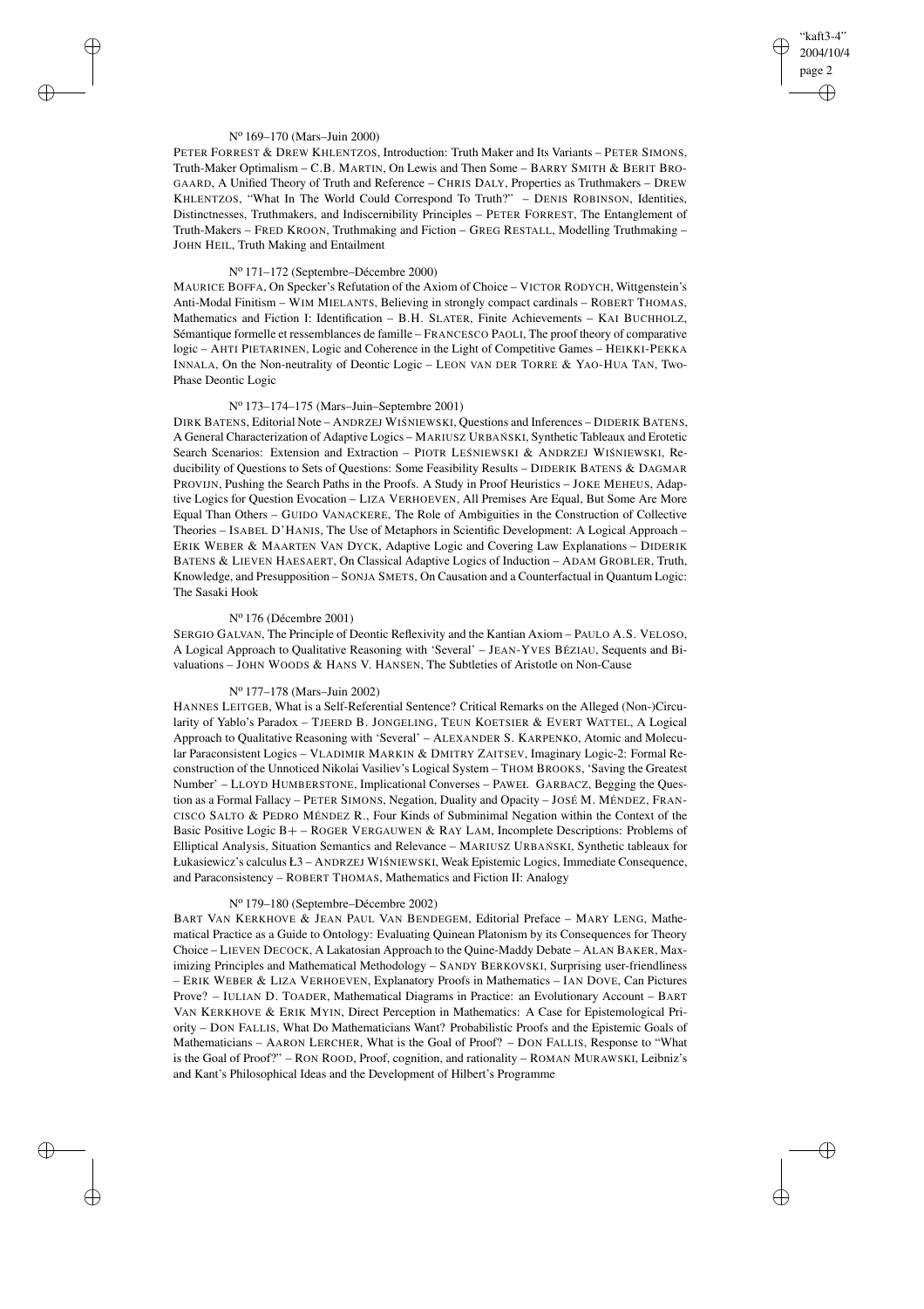Nº 169–170 (Mars–Juin 2000)

PETER FORREST & DREW KHLENTZOS, Introduction: Truth Maker and Its Variants – PETER SIMONS, Truth-Maker Optimalism – C.B. MARTIN, On Lewis and Then Some – BARRY SMITH & BERIT BROGAARD, A Unified Theory of Truth and Reference – CHRIS DALY, Properties as Truthmakers – DREW KHLENTZOS, "What In The World Could Correspond To Truth?" – DENIS ROBINSON, Identities, Distinctnesses, Truthmakers, and Indiscernibility Principles – PETER FORREST, The Entanglement of Truth-Makers – FRED KROON, Truthmaking and Fiction – GREG RESTALL, Modelling Truthmaking – JOHN HEIL, Truth Making and Entailment

Nº 171–172 (Septembre–Décembre 2000)

MAURICE BOFFA, On Specker's Refutation of the Axiom of Choice – VICTOR RODYCH, Wittgenstein's Anti-Modal Finitism – WIM MIELANTS, Believing in strongly compact cardinals – ROBERT THOMAS, Mathematics and Fiction I: Identification – B.H. SLATER, Finite Achievements – KAI BUCHHOLZ, Sémantique formelle et ressemblances de famille – FRANCESCO PAOLI, The proof theory of comparative logic – AHTI PIETARINEN, Logic and Coherence in the Light of Competitive Games – HEIKKI-PEKKA INNALA, On the Non-neutrality of Deontic Logic – LEON VAN DER TORRE & YAO-HUA TAN, Two-Phase Deontic Logic

Nº 173–174–175 (Mars–Juin–Septembre 2001)

DIRK BATENS, Editorial Note – ANDRZEJ WIŚNIEWSKI, Questions and Inferences – DIDERIK BATENS, A General Characterization of Adaptive Logics – MARIUSZ URBAŃSKI, Synthetic Tableaux and Erotetic Search Scenarios: Extension and Extraction – PIOTR LEŚNIEWSKI & ANDRZEJ WIŚNIEWSKI, Reducibility of Questions to Sets of Questions: Some Feasibility Results – DIDERIK BATENS & DAGMAR PROVIJN, Pushing the Search Paths in the Proofs. A Study in Proof Heuristics – JOKE MEHEUS, Adaptive Logics for Question Evocation – LIZA VERHOEVEN, All Premises Are Equal, But Some Are More Equal Than Others – GUIDO VANACKERE, The Role of Ambiguities in the Construction of Collective Theories – ISABEL D'HANIS, The Use of Metaphors in Scientific Development: A Logical Approach – ERIK WEBER & MAARTEN VAN DYCK, Adaptive Logic and Covering Law Explanations – DIDERIK BATENS & LIEVEN HAESAERT, On Classical Adaptive Logics of Induction – ADAM GROBLER, Truth, Knowledge, and Presupposition – SONJA SMETS, On Causation and a Counterfactual in Quantum Logic: The Sasaki Hook

Nº 176 (Décembre 2001)

SERGIO GALVAN, The Principle of Deontic Reflexivity and the Kantian Axiom – PAULO A.S. VELOSO, A Logical Approach to Qualitative Reasoning with 'Several' – JEAN-YVES BÉZIAU, Sequents and Bivaluations – JOHN WOODS & HANS V. HANSEN, The Subtleties of Aristotle on Non-Cause

Nº 177–178 (Mars–Juin 2002)

HANNES LEITGEB, What is a Self-Referential Sentence? Critical Remarks on the Alleged (Non-)Circularity of Yablo's Paradox – TJEERD B. JONGELING, TEUN KOETSIER & EVERT WATTEL, A Logical Approach to Qualitative Reasoning with 'Several' – ALEXANDER S. KARPENKO, Atomic and Molecular Paraconsistent Logics – VLADIMIR MARKIN & DMITRY ZAITSEV, Imaginary Logic-2: Formal Reconstruction of the Unnoticed Nikolai Vasiliev's Logical System – THOM BROOKS, 'Saving the Greatest Number' – LLOYD HUMBERSTONE, Implicational Converses – PAWEŁ GARBACZ, Begging the Question as a Formal Fallacy – PETER SIMONS, Negation, Duality and Opacity – JOSÉ M. MÉNDEZ, FRANCISCO SALTO & PEDRO MÉNDEZ R., Four Kinds of Subminimal Negation within the Context of the Basic Positive Logic B+ – ROGER VERGAUWEN & RAY LAM, Incomplete Descriptions: Problems of Elliptical Analysis, Situation Semantics and Relevance – MARIUSZ URBAŃSKI, Synthetic tableaux for Łukasiewicz's calculus Ł3 – ANDRZEJ WIŚNIEWSKI, Weak Epistemic Logics, Immediate Consequence, and Paraconsistency – ROBERT THOMAS, Mathematics and Fiction II: Analogy

Nº 179–180 (Septembre–Décembre 2002)

BART VAN KERKHOVE & JEAN PAUL VAN BENDEGEM, Editorial Preface – MARY LENG, Mathematical Practice as a Guide to Ontology: Evaluating Quinean Platonism by its Consequences for Theory Choice – LIEVEN DECOCK, A Lakatosian Approach to the Quine-Maddy Debate – ALAN BAKER, Maximizing Principles and Mathematical Methodology – SANDY BERKOVSKI, Surprising user-friendliness – ERIK WEBER & LIZA VERHOEVEN, Explanatory Proofs in Mathematics – IAN DOVE, Can Pictures Prove? – IULIAN D. TOADER, Mathematical Diagrams in Practice: an Evolutionary Account – BART VAN KERKHOVE & ERIK MYIN, Direct Perception in Mathematics: A Case for Epistemological Priority – DON FALLIS, What Do Mathematicians Want? Probabilistic Proofs and the Epistemic Goals of Mathematicians – AARON LERCHER, What is the Goal of Proof? – DON FALLIS, Response to "What is the Goal of Proof?" – RON ROOD, Proof, cognition, and rationality – ROMAN MURAWSKI, Leibniz's and Kant's Philosophical Ideas and the Development of Hilbert's Programme